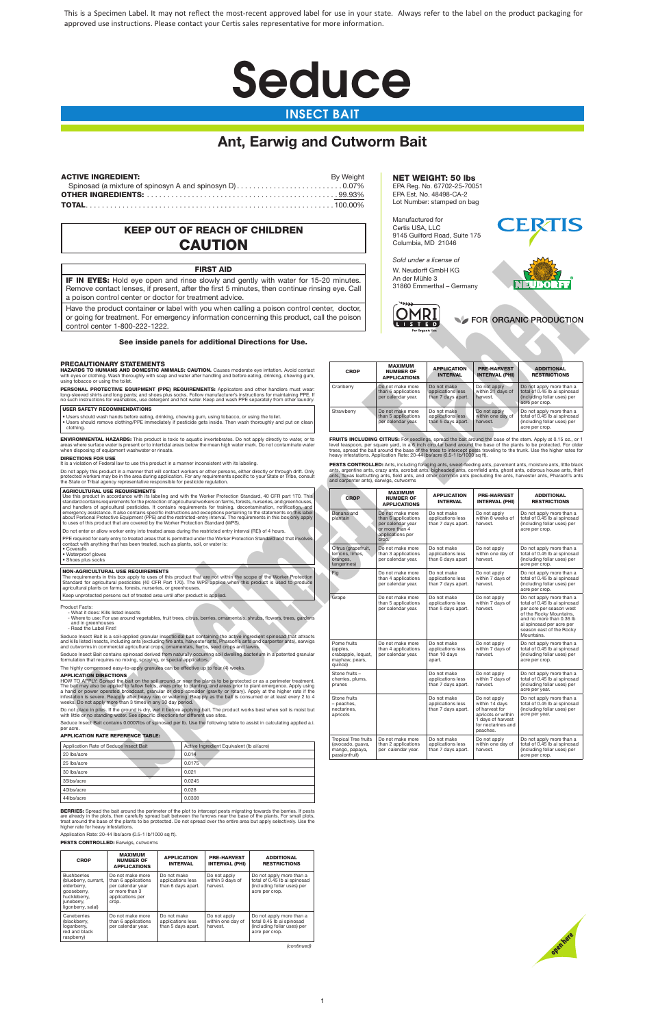This is a Specimen Label. It may not reflect the most-recent approved label for use in your state. Always refer to the label on the product packaging for approved use instructions. Please contact your Certis sales representative for more information.

# Seduce

## INSECT BAIT

## Ant, Earwig and Cutworm Bait

| **ACTIVE INGREDIENT:** | By Weight |
|---|---|
| Spinosad (a mixture of spinosyn A and spinosyn D) | 0.07% |
| **OTHER INGREDIENTS:** | 99.93% |
| **TOTAL** | 100.00% |

**NET WEIGHT: 50 lbs**
EPA Reg. No. 67702-25-70051
EPA Est. No. 48498-CA-2
Lot Number: stamped on bag

Manufactured for
Certis USA, LLC
9145 Guilford Road, Suite 175
Columbia, MD 21046

*Sold under a license of*
W. Neudorff GmbH KG
An der Mühle 3
31860 Emmerthal – Germany

FOR ORGANIC PRODUCTION

### KEEP OUT OF REACH OF CHILDREN
### CAUTION

### FIRST AID

**IF IN EYES:** Hold eye open and rinse slowly and gently with water for 15-20 minutes. Remove contact lenses, if present, after the first 5 minutes, then continue rinsing eye. Call a poison control center or doctor for treatment advice.

Have the product container or label with you when calling a poison control center, doctor, or going for treatment. For emergency information concerning this product, call the poison control center 1-800-222-1222.

**See inside panels for additional Directions for Use.**

### PRECAUTIONARY STATEMENTS

**HAZARDS TO HUMANS AND DOMESTIC ANIMALS: CAUTION.** Causes moderate eye irritation. Avoid contact with eyes or clothing. Wash thoroughly with soap and water after handling and before eating, drinking, chewing gum, using tobacco or using the toilet.

**PERSONAL PROTECTIVE EQUIPMENT (PPE) REQUIREMENTS:** Applicators and other handlers must wear: long-sleeved shirts and long pants; and shoes plus socks. Follow manufacturer's instructions for maintaining PPE. If no such instructions for washables, use detergent and hot water. Keep and wash PPE separately from other laundry.

**USER SAFETY RECOMMENDATIONS**

- Users should wash hands before eating, drinking, chewing gum, using tobacco, or using the toilet.
- Users should remove clothing/PPE immediately if pesticide gets inside. Then wash thoroughly and put on clean clothing.

**ENVIRONMENTAL HAZARDS:** This product is toxic to aquatic invertebrates. Do not apply directly to water, or to areas where surface water is present or to intertidal areas below the mean high water mark. Do not contaminate water when disposing of equipment washwater or rinsate.

### DIRECTIONS FOR USE

It is a violation of Federal law to use this product in a manner inconsistent with its labeling.

Do not apply this product in a manner that will contact workers or other persons, either directly or through drift. Only protected workers may be in the area during application. For any requirements specific to your State or Tribe, consult the State or Tribal agency representative responsible for pesticide regulation.

**AGRICULTURAL USE REQUIREMENTS**

Use this product in accordance with its labeling and with the Worker Protection Standard, 40 CFR part 170. This standard contains requirements for the protection of agricultural workers on farms, forests, nurseries, and greenhouses, and handlers of agricultural pesticides. It contains requirements for training, decontamination, notification, and emergency assistance. It also contains specific instructions and exceptions pertaining to the statements on this label about Personal Protective Equipment (PPE) and the restricted-entry interval. The requirements in this box only apply to uses of this product that are covered by the Worker Protection Standard (WPS).

Do not enter or allow worker entry into treated areas during the restricted entry interval (REI) of 4 hours.

PPE required for early entry to treated areas that is permitted under the Worker Protection Standard and that involves contact with anything that has been treated, such as plants, soil, or water is:

- Coveralls
- Waterproof gloves
- Shoes plus socks

**NON-AGRICULTURAL USE REQUIREMENTS**

The requirements in this box apply to uses of this product that are not within the scope of the Worker Protection Standard for agricultural pesticides (40 CFR Part 170). The WPS applies when this product is used to produce agricultural plants on farms, forests, nurseries, or greenhouses.

Keep unprotected persons out of treated area until after product is applied.

Product Facts:

- What it does: Kills listed insects
- Where to use: For use around vegetables, fruit trees, citrus, berries, ornamentals, shrubs, flowers, trees, gardens and in greenhouses
- Read the Label First!

Seduce Insect Bait is a soil-applied granular insecticidal bait containing the active ingredient spinosad that attracts and kills listed insects, including ants (excluding fire ants, harvester ants, Pharaoh's ants and carpenter ants), earwigs and cutworms in commercial agricultural crops, ornamentals, herbs, seed crops and lawns.

Seduce Insect Bait contains spinosad derived from naturally occurring soil dwelling bacterium in a patented granular formulation that requires no mixing, spraying, or special applicators.

The highly compressed easy-to-apply granules can be effective up to four (4) weeks.

**APPLICATION DIRECTIONS**

HOW TO APPLY: Spread the bait on the soil around or near the plants to be protected or as a perimeter treatment. The bait may also be applied to fallow fields, areas prior to planting, and areas prior to plant emergence. Apply using a hand or power operated broadcast, granular or drop spreader (gravity or rotary). Apply at the higher rate if the infestation is severe. Reapply after heavy rain or watering. Reapply as the bait is consumed or at least every 2 to 4 weeks. Do not apply more than 3 times in any 30 day period.

Do not place in piles. If the ground is dry, wet it before applying bait. The product works best when soil is moist but with little or no standing water. See specific directions for different use sites.

Seduce Insect Bait contains 0.0007lbs of spinosad per lb. Use the following table to assist in calculating applied a.i. per acre.

**APPLICATION RATE REFERENCE TABLE:**

| Application Rate of Seduce Insect Bait | Active Ingredient Equivalent (lb ai/acre) |
|---|---|
| 20 lbs/acre | 0.014 |
| 25 lbs/acre | 0.0175 |
| 30 lbs/acre | 0.021 |
| 35lbs/acre | 0.0245 |
| 40lbs/acre | 0.028 |
| 44lbs/acre | 0.0308 |

**BERRIES:** Spread the bait around the perimeter of the plot to intercept pests migrating towards the berries. If pests are already in the plots, then carefully spread bait between the furrows near the base of the plants. For small plots, treat around the base of the plants to be protected. Do not spread over the entire area but apply selectively. Use the higher rate for heavy infestations.

Application Rate: 20-44 lbs/acre (0.5-1 lb/1000 sq ft).

**PESTS CONTROLLED:** Earwigs, cutworms

| CROP | MAXIMUM NUMBER OF APPLICATIONS | APPLICATION INTERVAL | PRE-HARVEST INTERVAL (PHI) | ADDITIONAL RESTRICTIONS |
|---|---|---|---|---|
| Bushberries (blueberry, currant, elderberry, gooseberry, huckleberry, juneberry, ligonberry, salal) | Do not make more than 6 applications per calendar year or more than 3 applications per crop. | Do not make applications less than 6 days apart. | Do not apply within 3 days of harvest. | Do not apply more than a total of 0.45 lb ai spinosad (including foliar uses) per acre per crop. |
| Caneberries (blackberry, loganberry, red and black raspberry) | Do not make more than 6 applications per calendar year. | Do not make applications less than 5 days apart. | Do not apply within one day of harvest. | Do not apply more than a total 0.45 lb ai spinosad (including foliar uses) per acre per crop. |
| Cranberry | Do not make more than 6 applications per calendar year. | Do not make applications less than 7 days apart. | Do not apply within 21 days of harvest. | Do not apply more than a total of 0.45 lb ai spinosad (including foliar uses) per acre per crop. |
| Strawberry | Do not make more than 5 applications per calendar year. | Do not make applications less than 5 days apart. | Do not apply within one day of harvest. | Do not apply more than a total of 0.45 lb ai spinosad (including foliar uses) per acre per crop. |

**FRUITS INCLUDING CITRUS:** For seedlings, spread the bait around the base of the stem. Apply at 0.15 oz., or 1 level teaspoon, per square yard, in a 6 inch circular band around the base of the plants to be protected. For older trees, spread the bait around the base of the trees to intercept pests traveling to the trunk. Use the higher rates for heavy infestations. Application Rate: 20-44 lbs/acre (0.5-1 lb/1000 sq ft).

**PESTS CONTROLLED:** Ants, including foraging ants, sweet-feeding ants, pavement ants, moisture ants, little black ants, argentine ants, crazy ants, acrobat ants, bigheaded ants, cornfield ants, ghost ants, odorous house ants, thief ants, Texas leafcutting ants, field ants, and other common ants (excluding fire ants, harvester ants, Pharaoh's ants and carpenter ants), earwigs, cutworms

| CROP | MAXIMUM NUMBER OF APPLICATIONS | APPLICATION INTERVAL | PRE-HARVEST INTERVAL (PHI) | ADDITIONAL RESTRICTIONS |
|---|---|---|---|---|
| Banana and plantain | Do not make more than 6 applications per calendar year or more than 4 applications per crop. | Do not make applications less than 7 days apart. | Do not apply within 8 weeks of harvest. | Do not apply more than a total of 0.45 lb ai spinosad (including foliar uses) per acre per crop. |
| Citrus (grapefruit, lemons, limes, oranges, tangerines) | Do not make more than 3 applications per calendar year. | Do not make applications less than 6 days apart | Do not apply within one day of harvest. | Do not apply more than a total of 0.45 lb ai spinosad (including foliar uses) per acre per crop. |
| Fig | Do not make more than 4 applications per calendar year. | Do not make applications less than 7 days apart. | Do not apply within 7 days of harvest. | Do not apply more than a total of 0.45 lb ai spinosad (including foliar uses) per acre per crop. |
| Grape | Do not make more than 5 applications per calendar year. | Do not make applications less than 5 days apart. | Do not apply within 7 days of harvest. | Do not apply more than a total of 0.45 lb ai spinosad per acre per season west of the Rocky Mountains, and no more than 0.36 lb ai spinosad per acre per season east of the Rocky Mountains. |
| Pome fruits (apples, crabapple, loquat, mayhaw, pears, quince) | Do not make more than 4 applications per calendar year. | Do not make applications less than 10 days apart. | Do not apply within 7 days of harvest. | Do not apply more than a total of 0.45 lb ai spinosad (including foliar uses) per acre per crop. |
| Stone fruits – cherries, plums, prunes | | Do not make applications less than 7 days apart. | Do not apply within 7 days of harvest. | Do not apply more than a total of 0.45 lb ai spinosad (including foliar uses) per acre per year. |
| Stone fruits – peaches, nectarines, apricots | | Do not make applications less than 7 days apart. | Do not apply within 14 days of harvest for apricots or within 1 days of harvest for nectarines and peaches. | Do not apply more than a total of 0.45 lb ai spinosad (including foliar uses) per acre per year. |
| Tropical Tree fruits (avocado, guava, mango, papaya, passionfruit) | Do not make more than 2 applications per calendar year. | Do not make applications less than 7 days apart. | Do not apply within one day of harvest. | Do not apply more than a total of 0.45 lb ai spinosad (including foliar uses) per acre per crop. |

*(continued)*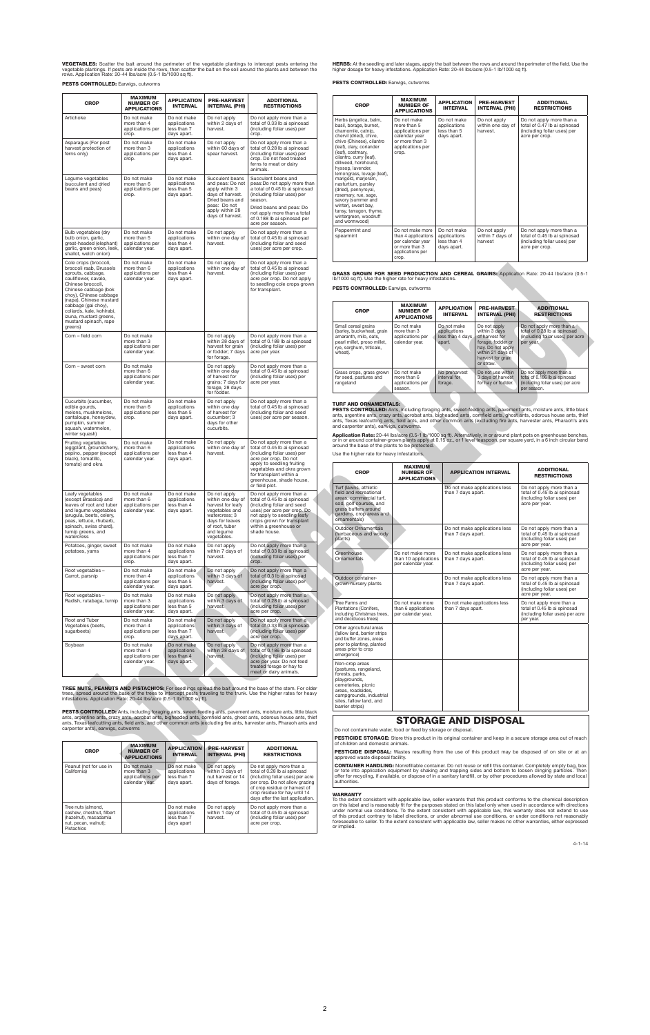**VEGETABLES:** Scatter the bait around the perimeter of the vegetable plantings to intercept pests entering the vegetable plantings. If pests are inside the rows, then scatter the bait on the soil around the plants and between the rows. Application Rate: 20-44 lbs/acre (0.5-1 lb/1000 sq ft).

**PESTS CONTROLLED:** Earwigs, cutworms

| CROP | MAXIMUM NUMBER OF APPLICATIONS | APPLICATION INTERVAL | PRE-HARVEST INTERVAL (PHI) | ADDITIONAL RESTRICTIONS |
|---|---|---|---|---|
| Artichoke | Do not make more than 4 applications per crop. | Do not make applications less than 7 days apart. | Do not apply within 2 days of harvest. | Do not apply more than a total of 0.33 lb ai spinosad (including foliar uses) per crop. |
| Asparagus (For post harvest protection of ferns only) | Do not make more than 3 applications per crop. | Do not make applications less than 4 days apart. | Do not apply within 60 days of spear harvest. | Do not apply more than a total of 0.28 lb ai spinosad (including foliar uses) per crop. Do not feed treated ferns to meat or dairy animals. |
| Legume vegetables (succulent and dried beans and peas) | Do not make more than 6 applications per crop. | Do not make applications less than 5 days apart. | Succulent beans and peas: Do not apply within 3 days of harvest. Dried beans and peas: Do not apply within 28 days of harvest. | Succulent beans and peas:Do not apply more than a total of 0.45 lb ai spinosad (including foliar uses) per season. Dried beans and peas: Do not apply more than a total of 0.188 lb ai spinosad per acre per season. |
| Bulb vegetables (dry bulb onion, garlic, great-headed (elephant) garlic, green onion, leek, shallot, welch onion) | Do not make more than 5 applications per calendar year. | Do not make applications less than 4 days apart. | Do not apply within one day of harvest. | Do not apply more than a total of 0.45 lb ai spinosad (including foliar and seed uses) per acre per crop. |
| Cole crops (broccoli, broccoli raab, Brussels sprouts, cabbage, cauliflower, cavalo, Chinese broccoli, Chinese cabbage (bok choy), Chinese cabbage (napa), Chinese mustard cabbage (gai choy), collards, kale, kohlabi, izuna, mustard greens, mustard spinach, rape greens) | Do not make more than 6 applications per calendar year. | Do not make applications less than 4 days apart. | Do not apply within one day of harvest. | Do not apply more than a total of 0.45 lb ai spinosad (including foliar uses) per acre per crop. Do not apply to seedling cole crops grown for transplant. |
| Corn – field corn | Do not make more than 3 applications per calendar year. | | Do not apply within 28 days of harvest for grain or fodder; 7 days for forage. | Do not apply more than a total of 0.188 lb ai spinosad (including foliar uses) per acre per year. |
| Corn – sweet corn | Do not make more than 6 applications per calendar year. | | Do not apply within one day of harvest for grains; 7 days for forage, 28 days for fodder. | Do not apply more than a total of 0.45 lb ai spinosad (including foliar uses) per acre per year. |
| Cucurbits (cucumber, edible gourds, melons, muskmelons, cantaloupe, honeydew, pumpkin, summer squash, watermelon, winter squash) | Do not make more than 6 applications per crop. | Do not make applications less than 5 days apart. | Do not apply within one day of harvest for cucumber; 3 days for other cucurbits. | Do not apply more than a total of 0.45 lb ai spinosad (including foliar and seed uses) per acre per season. |
| Fruiting vegetables (eggplant, groundcherry, pepino, pepper (except black), tomatillo, tomato) and okra | Do not make more than 6 applications per calendar year. | Do not make applications less than 4 days apart. | Do not apply within one day of harvest. | Do not apply more than a total of 0.45 lb ai spinosad (including foliar uses) per acre per crop. Do not apply to seedling fruiting vegetables and okra grown for transplant within a greenhouse, shade house, or field plot. |
| Leafy vegetables (except Brassica) and leaves of root and tuber and legume vegetables (arugula, beets, celery, peas, lettuce, rhubarb, spinach, swiss chard), turnip greens, and watercress | Do not make more than 6 applications per calendar year. | Do not make applications less than 4 days apart. | Do not apply within one day of harvest for leafy vegetables and watercress; 3 days for leaves of root, tuber and legume vegetables. | Do not apply more than a total of 0.45 lb ai spinosad (including foliar and seed uses) per acre per crop. Do not apply to seedling leafy crops grown for transplant within a greenhouse or shade house. |
| Potatoes, ginger, sweet potatoes, yams | Do not make more than 4 applications per crop. | Do not make applications less than 7 days apart. | Do not apply within 7 days of harvest. | Do not apply more than a total of 0.33 lb ai spinosad (including foliar uses) per crop. |
| Root vegetables – Carrot, parsnip | Do not make more than 4 applications per calendar year. | Do not make applications less than 5 days apart. | Do not apply within 3 days of harvest. | Do not apply more than a total of 0.3 lb ai spinosad (including foliar uses) per acre per crop. |
| Root vegetables – Radish, rutabaga, turnip | Do not make more than 3 applications per calendar year. | Do not make applications less than 5 days apart. | Do not apply within 3 days of harvest. | Do not apply more than a total of 0.28 lb ai spinosad (including foliar uses) per acre per crop. |
| Root and Tuber Vegetables (beets, sugarbeets) | Do not make more than 4 applications per crop. | Do not make applications less than 7 days apart. | Do not apply within 3 days of harvest. | Do not apply more than a total of 0.33 lb ai spinosad (including foliar uses) per acre per crop. |
| Soybean | Do not make more than 4 applications per calendar year. | Do not make applications less than 4 days apart. | Do not apply within 28 days of harvest. | Do not apply more than a total of 0.186 lb ai spinosad (including foliar uses) per acre per year. Do not feed treated forage or hay to meat or dairy animals. |

**TREE NUTS, PEANUTS AND PISTACHIOS:** For seedlings spread the bait around the base of the stem. For older trees, spread around the base of the trees to intercept pests traveling to the trunk. Use the higher rates for heavy infestations. Application Rate: 20-44 lbs/acre (0.5-1 lb/1000 sq ft).

**PESTS CONTROLLED:** Ants, including foraging ants, sweet-feeding ants, pavement ants, moisture ants, little black ants, argentine ants, crazy ants, acrobat ants, bigheaded ants, cornfield ants, ghost ants, odorous house ants, thief ants, Texas leafcutting ants, field ants, and other common ants (excluding fire ants, harvester ants, Pharaoh ants and carpenter ants), earwigs, cutworms

| CROP | MAXIMUM NUMBER OF APPLICATIONS | APPLICATION INTERVAL | PRE-HARVEST INTERVAL (PHI) | ADDITIONAL RESTRICTIONS |
|---|---|---|---|---|
| Peanut (not for use in California) | Do not make more than 3 applications per calendar year. | Do not make applications less than 7 days apart. | Do not apply within 3 days of nut harvest or 14 days of forage. | Do not apply more than a total of 0.28 lb ai spinosad (including foliar uses) per acre per crop. Do not allow grazing of crop residue or harvest of crop residue for hay until 14 days after the last application. |
| Tree nuts (almond, cashew, chestnut, filbert (hazelnut), macadamia nut, pecan, walnut); Pistachios | | Do not make applications less than 7 days apart | Do not apply within 1 day of harvest. | Do not apply more than a total of 0.45 lb ai spinosad (including foliar uses) per acre per crop. |

**HERBS:** At the seedling and later stages, apply the bait between the rows and around the perimeter of the field. Use the higher dosage for heavy infestations. Application Rate: 20-44 lbs/acre (0.5-1 lb/1000 sq ft).

**PESTS CONTROLLED:** Earwigs, cutworms

| CROP | MAXIMUM NUMBER OF APPLICATIONS | APPLICATION INTERVAL | PRE-HARVEST INTERVAL (PHI) | ADDITIONAL RESTRICTIONS |
|---|---|---|---|---|
| Herbs (angelica, balm, basil, borage, burnet, chamomile, catnip, chervil (dried), chive, chive (Chinese), cilantro (leaf), clary, coriander (leaf), costmary, cilantro, curry (leaf), dillweed, horehound, hyssop, lavender, lemongrass, lovage (leaf), marigold, marjoram, nasturtium, parsley (dried), pennyroyal, rosemary, rue, sage, savory (summer and winter), sweet bay, tansy, tarragon, thyme, wintergreen, woodruff and wormwood) | Do not make more than 5 applications per calendar year or more than 3 applications per crop. | Do not make applications less than 5 days apart. | Do not apply within one day of harvest. | Do not apply more than a total of 0.45 lb ai spinosad (including foliar uses) per acre per crop. |
| Peppermint and spearmint | Do not make more than 4 applications per calendar year or more than 3 applications per crop. | Do not make applications less than 4 days apart. | Do not apply within 7 days of harvest | Do not apply more than a total of 0.45 lb ai spinosad (including foliar uses) per acre per crop. |

**GRASS GROWN FOR SEED PRODUCTION AND CEREAL GRAINS:** Application Rate: 20-44 lbs/acre (0.5-1 lb/1000 sq ft). Use the higher rate for heavy infestations.

**PESTS CONTROLLED:** Earwigs, cutworms

| CROP | MAXIMUM NUMBER OF APPLICATIONS | APPLICATION INTERVAL | PRE-HARVEST INTERVAL (PHI) | ADDITIONAL RESTRICTIONS |
|---|---|---|---|---|
| Small cereal grains (barley, buckwheat, grain amaranth, milo, oats, pearl millet, proso millet, rye, sorghum, triticale, wheat). | Do not make more than 3 applications per calendar year. | Do not make applications less than 4 days apart. | Do not apply within 3 days of harvest for forage, fodder or hay. Do not apply within 21 days of harvest for grain or straw. | Do not apply more than a total of 0.28 lb ai spinosad (including foliar uses) per acre per year. |
| Grass crops, grass grown for seed, pastures and rangeland | Do not make more than 6 applications per season. | No preharvest interval for forage. | Do not use within 3 days of harvest for hay or fodder. | Do not apply more than a total of 0.186 lb ai spinosad (including foliar uses) per acre per season. |

**TURF AND ORNAMENTALS:**

**PESTS CONTROLLED:** Ants, including foraging ants, sweet-feeding ants, pavement ants, moisture ants, little black ants, argentine ants, crazy ants, acrobat ants, bigheaded ants, cornfield ants, ghost ants, odorous house ants, thief ants, Texas leafcutting ants, field ants, and other common ants (excluding fire ants, harvester ants, Pharaoh's ants and carpenter ants), earwigs, cutworms.

**Application Rate:** 20-44 lbs/acre (0.5-1 lb/1000 sq ft). Alternatively, in or around plant pots on greenhouse benches, or in or around container-grown plants apply at 0.15 oz., or 1 level teaspoon, per square yard, in a 6 inch circular band around the base of the plants to be protected.

Use the higher rate for heavy infestations.

| CROP | MAXIMUM NUMBER OF APPLICATIONS | APPLICATION INTERVAL | ADDITIONAL RESTRICTIONS |
|---|---|---|---|
| Turf (lawns, athletic field and recreational areas, commercial turf, sod, golf courses, and grass buffers around gardens, crop areas and ornamentals) | | Do not make applications less than 7 days apart. | Do not apply more than a total of 0.45 lb ai spinosad (including foliar uses) per acre per year. |
| Outdoor Ornamentals (herbaceous and woody plants) | | Do not make applications less than 7 days apart. | Do not apply more than a total of 0.45 lb ai spinosad (including foliar uses) per acre per year. |
| Greenhouse Ornamentals | Do not make more than 10 applications per calendar year. | Do not make applications less than 7 days apart. | Do not apply more than a total of 0.45 lb ai spinosad (including foliar uses) per acre per year. |
| Outdoor container-grown nursery plants | | Do not make applications less than 7 days apart. | Do not apply more than a total of 0.45 lb ai spinosad (including foliar uses) per acre per year. |
| Tree Farms and Plantations (Conifers, including Christmas trees, and deciduous trees) | Do not make more than 6 applications per calendar year. | Do not make applications less than 7 days apart. | Do not apply more than a total of 0.45 lb ai spinosad (including foliar uses) per acre per year. |
| Other agricultural areas (fallow land, barrier strips and buffer zones, areas prior to planting, planted areas prior to crop emergence) | | | |
| Non-crop areas (pastures, rangeland, forests, parks, playgrounds, cemeteries, picnic areas, roadsides, campgrounds, industrial sites, fallow land, and barrier strips) | | | |

## STORAGE AND DISPOSAL

Do not contaminate water, food or feed by storage or disposal.

**PESTICIDE STORAGE:** Store this product in its original container and keep in a secure storage area out of reach of children and domestic animals.

**PESTICIDE DISPOSAL:** Wastes resulting from the use of this product may be disposed of on site or at an approved waste disposal facility.

**CONTAINER HANDLING:** Nonrefillable container. Do not reuse or refill this container. Completely empty bag, box or tote into application equipment by shaking and tapping sides and bottom to loosen clinging particles. Then offer for recycling, if available, or dispose of in a sanitary landfill, or by other procedures allowed by state and local authorities.

**WARRANTY**

To the extent consistent with applicable law, seller warrants that this product conforms to the chemical description on this label and is reasonably fit for the purposes stated on this label only when used in accordance with directions under normal use conditions. To the extent consistent with applicable law, this warranty does not extend to use of this product contrary to label directions, or under abnormal use conditions, or under conditions not reasonably foreseeable to seller. To the extent consistent with applicable law, seller makes no other warranties, either expressed or implied.

4-1-14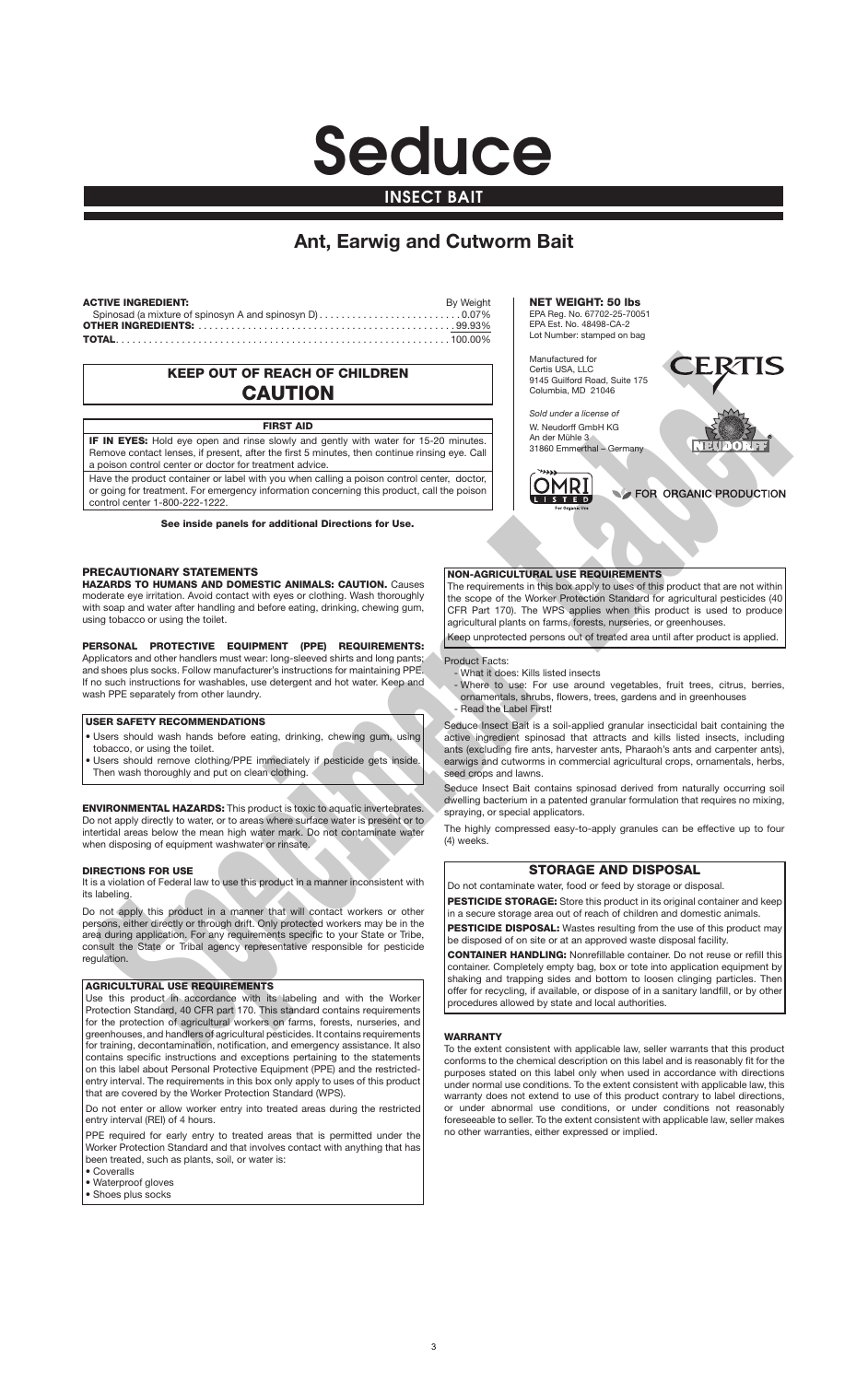# Seduce

## INSECT BAIT

## Ant, Earwig and Cutworm Bait

| ACTIVE INGREDIENT: | By Weight |
|---|---|
| Spinosad (a mixture of spinosyn A and spinosyn D) | 0.07% |
| OTHER INGREDIENTS: | 99.93% |
| TOTAL | 100.00% |

**NET WEIGHT: 50 lbs**
EPA Reg. No. 67702-25-70051
EPA Est. No. 48498-CA-2
Lot Number: stamped on bag

Manufactured for
Certis USA, LLC
9145 Guilford Road, Suite 175
Columbia, MD 21046

*Sold under a license of*
W. Neudorff GmbH KG
An der Mühle 3
31860 Emmerthal – Germany

CERTIS

NEUDORFF

OMRI LISTED For Organic Use

FOR ORGANIC PRODUCTION

### KEEP OUT OF REACH OF CHILDREN
### CAUTION

#### FIRST AID

**IF IN EYES:** Hold eye open and rinse slowly and gently with water for 15-20 minutes. Remove contact lenses, if present, after the first 5 minutes, then continue rinsing eye. Call a poison control center or doctor for treatment advice.

Have the product container or label with you when calling a poison control center, doctor, or going for treatment. For emergency information concerning this product, call the poison control center 1-800-222-1222.

**See inside panels for additional Directions for Use.**

### PRECAUTIONARY STATEMENTS

**HAZARDS TO HUMANS AND DOMESTIC ANIMALS: CAUTION.** Causes moderate eye irritation. Avoid contact with eyes or clothing. Wash thoroughly with soap and water after handling and before eating, drinking, chewing gum, using tobacco or using the toilet.

**PERSONAL PROTECTIVE EQUIPMENT (PPE) REQUIREMENTS:** Applicators and other handlers must wear: long-sleeved shirts and long pants; and shoes plus socks. Follow manufacturer's instructions for maintaining PPE. If no such instructions for washables, use detergent and hot water. Keep and wash PPE separately from other laundry.

#### USER SAFETY RECOMMENDATIONS

- Users should wash hands before eating, drinking, chewing gum, using tobacco, or using the toilet.
- Users should remove clothing/PPE immediately if pesticide gets inside. Then wash thoroughly and put on clean clothing.

**ENVIRONMENTAL HAZARDS:** This product is toxic to aquatic invertebrates. Do not apply directly to water, or to areas where surface water is present or to intertidal areas below the mean high water mark. Do not contaminate water when disposing of equipment washwater or rinsate.

### DIRECTIONS FOR USE

It is a violation of Federal law to use this product in a manner inconsistent with its labeling.

Do not apply this product in a manner that will contact workers or other persons, either directly or through drift. Only protected workers may be in the area during application. For any requirements specific to your State or Tribe, consult the State or Tribal agency representative responsible for pesticide regulation.

#### AGRICULTURAL USE REQUIREMENTS

Use this product in accordance with its labeling and with the Worker Protection Standard, 40 CFR part 170. This standard contains requirements for the protection of agricultural workers on farms, forests, nurseries, and greenhouses, and handlers of agricultural pesticides. It contains requirements for training, decontamination, notification, and emergency assistance. It also contains specific instructions and exceptions pertaining to the statements on this label about Personal Protective Equipment (PPE) and the restricted-entry interval. The requirements in this box only apply to uses of this product that are covered by the Worker Protection Standard (WPS).

Do not enter or allow worker entry into treated areas during the restricted entry interval (REI) of 4 hours.

PPE required for early entry to treated areas that is permitted under the Worker Protection Standard and that involves contact with anything that has been treated, such as plants, soil, or water is:

- Coveralls
- Waterproof gloves
- Shoes plus socks

#### NON-AGRICULTURAL USE REQUIREMENTS

The requirements in this box apply to uses of this product that are not within the scope of the Worker Protection Standard for agricultural pesticides (40 CFR Part 170). The WPS applies when this product is used to produce agricultural plants on farms, forests, nurseries, or greenhouses.

Keep unprotected persons out of treated area until after product is applied.

Product Facts:

- What it does: Kills listed insects
- Where to use: For use around vegetables, fruit trees, citrus, berries, ornamentals, shrubs, flowers, trees, gardens and in greenhouses
- Read the Label First!

Seduce Insect Bait is a soil-applied granular insecticidal bait containing the active ingredient spinosad that attracts and kills listed insects, including ants (excluding fire ants, harvester ants, Pharaoh's ants and carpenter ants), earwigs and cutworms in commercial agricultural crops, ornamentals, herbs, seed crops and lawns.

Seduce Insect Bait contains spinosad derived from naturally occurring soil dwelling bacterium in a patented granular formulation that requires no mixing, spraying, or special applicators.

The highly compressed easy-to-apply granules can be effective up to four (4) weeks.

### STORAGE AND DISPOSAL

Do not contaminate water, food or feed by storage or disposal.

**PESTICIDE STORAGE:** Store this product in its original container and keep in a secure storage area out of reach of children and domestic animals.

**PESTICIDE DISPOSAL:** Wastes resulting from the use of this product may be disposed of on site or at an approved waste disposal facility.

**CONTAINER HANDLING:** Nonrefillable container. Do not reuse or refill this container. Completely empty bag, box or tote into application equipment by shaking and trapping sides and bottom to loosen clinging particles. Then offer for recycling, if available, or dispose of in a sanitary landfill, or by other procedures allowed by state and local authorities.

### WARRANTY

To the extent consistent with applicable law, seller warrants that this product conforms to the chemical description on this label and is reasonably fit for the purposes stated on this label only when used in accordance with directions under normal use conditions. To the extent consistent with applicable law, this warranty does not extend to use of this product contrary to label directions, or under abnormal use conditions, or under conditions not reasonably foreseeable to seller. To the extent consistent with applicable law, seller makes no other warranties, either expressed or implied.